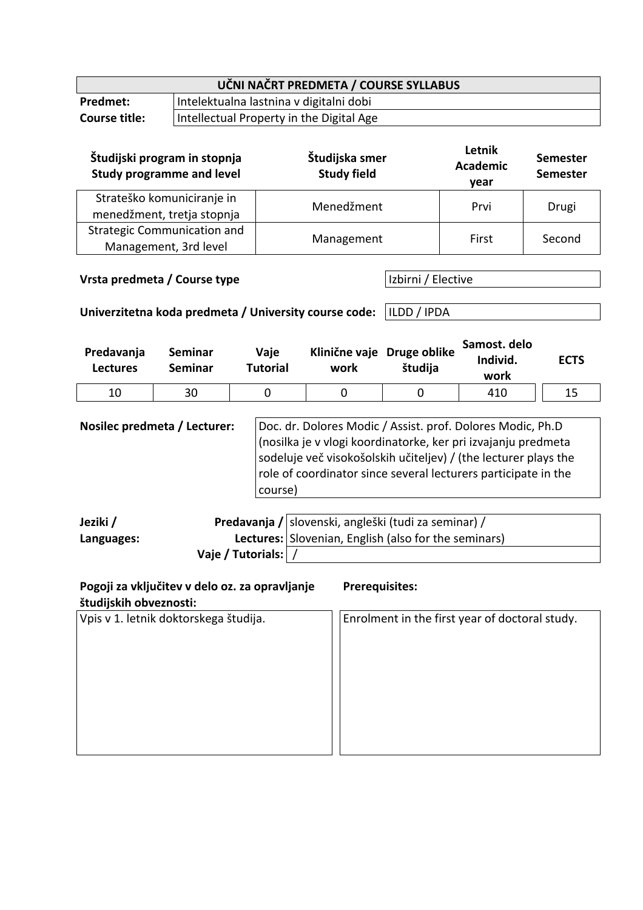| UČNI NAČRT PREDMETA / COURSE SYLLABUS | |
|---|---|
| **Predmet:** | Intelektualna lastnina v digitalni dobi |
| **Course title:** | Intellectual Property in the Digital Age |

| Študijski program in stopnja Study programme and level | Študijska smer Study field | Letnik Academic year | Semester Semester |
|---|---|---|---|
| Strateško komuniciranje in menedžment, tretja stopnja | Menedžment | Prvi | Drugi |
| Strategic Communication and Management, 3rd level | Management | First | Second |

| | |
|---|---|
| **Vrsta predmeta / Course type** | Izbirni / Elective |
| **Univerzitetna koda predmeta / University course code:** | ILDD / IPDA |

| Predavanja Lectures | Seminar Seminar | Vaje Tutorial | Klinične vaje work | Druge oblike študija | Samost. delo Individ. work | ECTS |
|---|---|---|---|---|---|---|
| 10 | 30 | 0 | 0 | 0 | 410 | 15 |

| | |
|---|---|
| **Nosilec predmeta / Lecturer:** | Doc. dr. Dolores Modic / Assist. prof. Dolores Modic, Ph.D (nosilka je v vlogi koordinatorke, ker pri izvajanju predmeta sodeluje več visokošolskih učiteljev) / (the lecturer plays the role of coordinator since several lecturers participate in the course) |

| | | |
|---|---|---|
| **Jeziki / Languages:** | **Predavanja / Lectures:** | slovenski, angleški (tudi za seminar) / Slovenian, English (also for the seminars) |
| | **Vaje / Tutorials:** | / |

| **Pogoji za vključitev v delo oz. za opravljanje študijskih obveznosti:** | **Prerequisites:** |
|---|---|
| Vpis v 1. letnik doktorskega študija. | Enrolment in the first year of doctoral study. |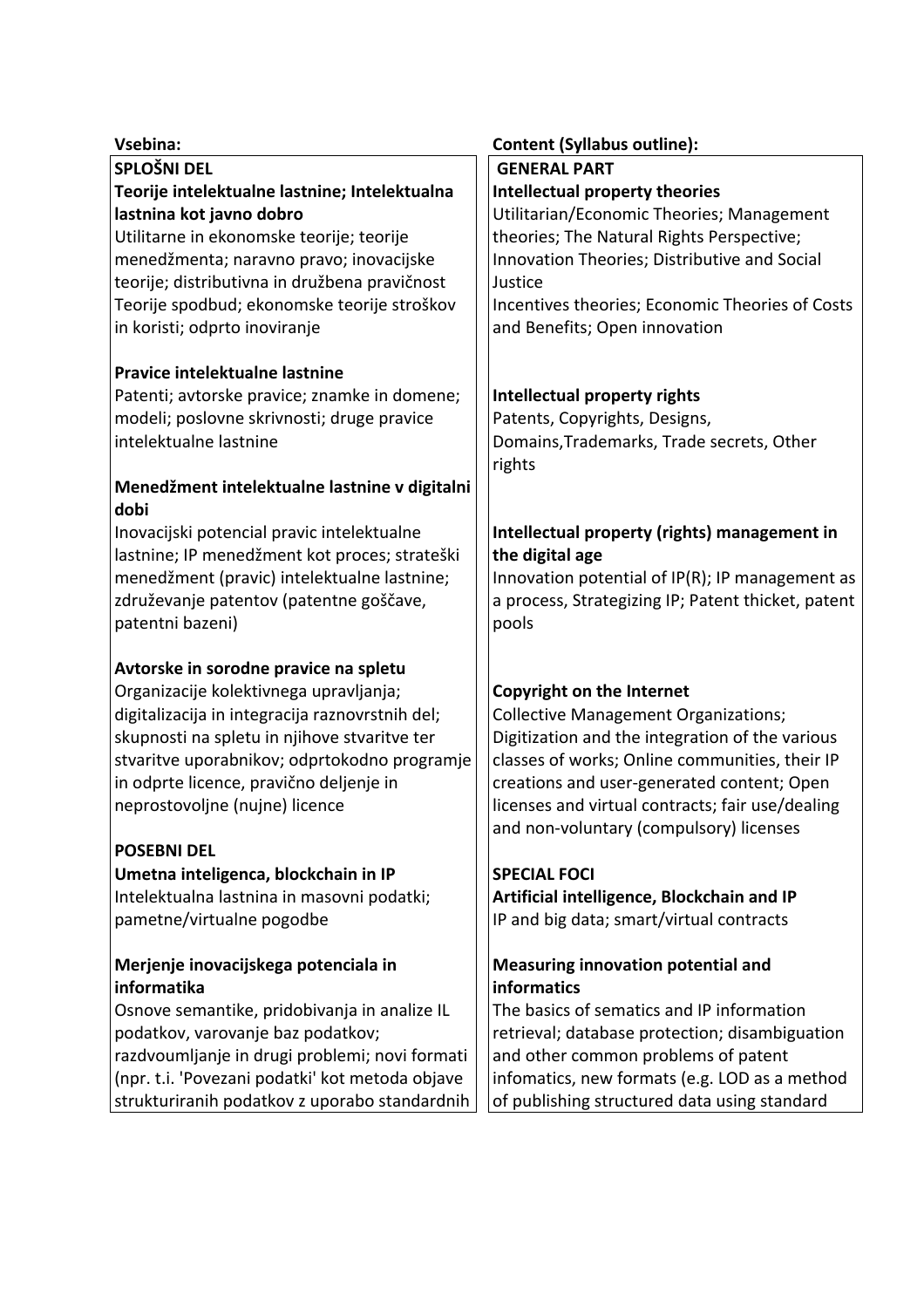| Vsebina: | Content (Syllabus outline): |
| --- | --- |
| **SPLOŠNI DEL**<br>**Teorije intelektualne lastnine; Intelektualna lastnina kot javno dobro**<br>Utilitarne in ekonomske teorije; teorije menedžmenta; naravno pravo; inovacijske teorije; distributivna in družbena pravičnost<br>Teorije spodbud; ekonomske teorije stroškov in koristi; odprto inoviranje<br><br>**Pravice intelektualne lastnine**<br>Patenti; avtorske pravice; znamke in domene; modeli; poslovne skrivnosti; druge pravice intelektualne lastnine<br><br>**Menedžment intelektualne lastnine v digitalni dobi**<br>Inovacijski potencial pravic intelektualne lastnine; IP menedžment kot proces; strateški menedžment (pravic) intelektualne lastnine; združevanje patentov (patentne goščave, patentni bazeni)<br><br>**Avtorske in sorodne pravice na spletu**<br>Organizacije kolektivnega upravljanja; digitalizacija in integracija raznovrstnih del; skupnosti na spletu in njihove stvaritve ter stvaritve uporabnikov; odprtokodno programje in odprte licence, pravično deljenje in neprostovoljne (nujne) licence<br><br>**POSEBNI DEL**<br>**Umetna inteligenca, blockchain in IP**<br>Intelektualna lastnina in masovni podatki; pametne/virtualne pogodbe<br><br>**Merjenje inovacijskega potenciala in informatika**<br>Osnove semantike, pridobivanja in analize IL podatkov, varovanje baz podatkov; razdvoumljanje in drugi problemi; novi formati (npr. t.i. 'Povezani podatki' kot metoda objave strukturiranih podatkov z uporabo standardnih | **GENERAL PART**<br>**Intellectual property theories**<br>Utilitarian/Economic Theories; Management theories; The Natural Rights Perspective; Innovation Theories; Distributive and Social Justice<br>Incentives theories; Economic Theories of Costs and Benefits; Open innovation<br><br>**Intellectual property rights**<br>Patents, Copyrights, Designs, Domains,Trademarks, Trade secrets, Other rights<br><br>**Intellectual property (rights) management in the digital age**<br>Innovation potential of IP(R); IP management as a process, Strategizing IP; Patent thicket, patent pools<br><br>**Copyright on the Internet**<br>Collective Management Organizations; Digitization and the integration of the various classes of works; Online communities, their IP creations and user-generated content; Open licenses and virtual contracts; fair use/dealing and non-voluntary (compulsory) licenses<br><br>**SPECIAL FOCI**<br>**Artificial intelligence, Blockchain and IP**<br>IP and big data; smart/virtual contracts<br><br>**Measuring innovation potential and informatics**<br>The basics of sematics and IP information retrieval; database protection; disambiguation and other common problems of patent infomatics, new formats (e.g. LOD as a method of publishing structured data using standard |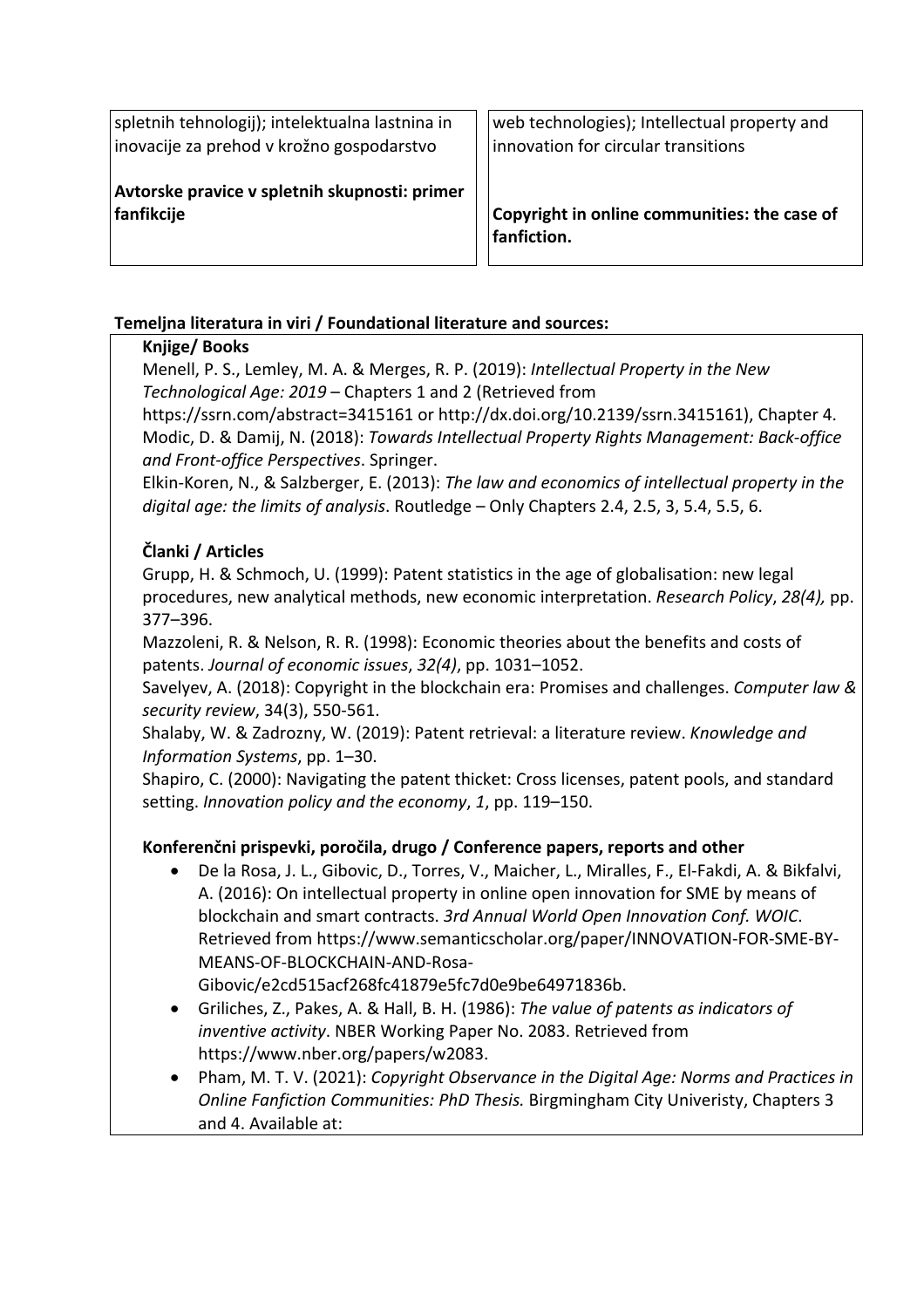| spletnih tehnologij); intelektualna lastnina in inovacije za prehod v krožno gospodarstvo<br><br>**Avtorske pravice v spletnih skupnosti: primer fanfikcije** | web technologies); Intellectual property and innovation for circular transitions<br><br>**Copyright in online communities: the case of fanfiction.** |
|---|---|

**Temeljna literatura in viri / Foundational literature and sources:**

**Knjige/ Books**

Menell, P. S., Lemley, M. A. & Merges, R. P. (2019): *Intellectual Property in the New Technological Age: 2019* – Chapters 1 and 2 (Retrieved from https://ssrn.com/abstract=3415161 or http://dx.doi.org/10.2139/ssrn.3415161), Chapter 4.
Modic, D. & Damij, N. (2018): *Towards Intellectual Property Rights Management: Back-office and Front-office Perspectives*. Springer.
Elkin-Koren, N., & Salzberger, E. (2013): *The law and economics of intellectual property in the digital age: the limits of analysis*. Routledge – Only Chapters 2.4, 2.5, 3, 5.4, 5.5, 6.

**Članki / Articles**

Grupp, H. & Schmoch, U. (1999): Patent statistics in the age of globalisation: new legal procedures, new analytical methods, new economic interpretation. *Research Policy*, *28(4),* pp. 377–396.
Mazzoleni, R. & Nelson, R. R. (1998): Economic theories about the benefits and costs of patents. *Journal of economic issues*, *32(4)*, pp. 1031–1052.
Savelyev, A. (2018): Copyright in the blockchain era: Promises and challenges. *Computer law & security review*, 34(3), 550-561.
Shalaby, W. & Zadrozny, W. (2019): Patent retrieval: a literature review. *Knowledge and Information Systems*, pp. 1–30.
Shapiro, C. (2000): Navigating the patent thicket: Cross licenses, patent pools, and standard setting. *Innovation policy and the economy*, *1*, pp. 119–150.

**Konferenčni prispevki, poročila, drugo / Conference papers, reports and other**

- De la Rosa, J. L., Gibovic, D., Torres, V., Maicher, L., Miralles, F., El-Fakdi, A. & Bikfalvi, A. (2016): On intellectual property in online open innovation for SME by means of blockchain and smart contracts. *3rd Annual World Open Innovation Conf. WOIC*. Retrieved from https://www.semanticscholar.org/paper/INNOVATION-FOR-SME-BY-MEANS-OF-BLOCKCHAIN-AND-Rosa-Gibovic/e2cd515acf268fc41879e5fc7d0e9be64971836b.
- Griliches, Z., Pakes, A. & Hall, B. H. (1986): *The value of patents as indicators of inventive activity*. NBER Working Paper No. 2083. Retrieved from https://www.nber.org/papers/w2083.
- Pham, M. T. V. (2021): *Copyright Observance in the Digital Age: Norms and Practices in Online Fanfiction Communities: PhD Thesis.* Birgmingham City Univeristy, Chapters 3 and 4. Available at: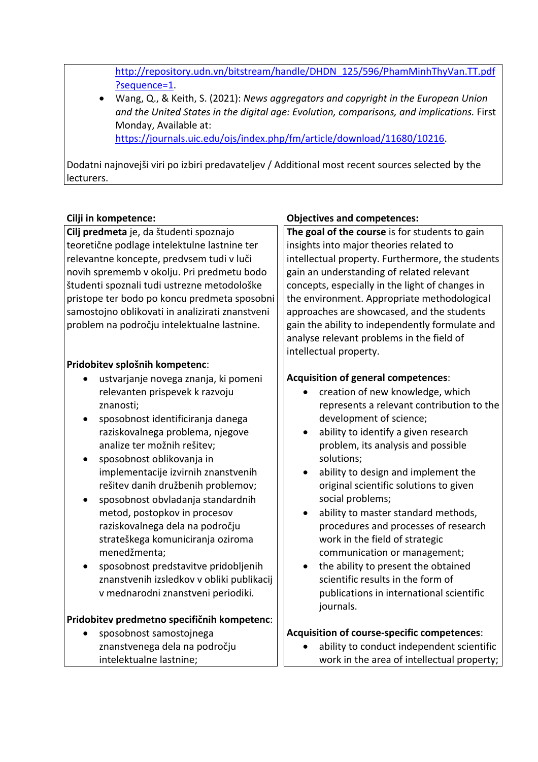http://repository.udn.vn/bitstream/handle/DHDN_125/596/PhamMinhThyVan.TT.pdf?sequence=1.

- Wang, Q., & Keith, S. (2021): *News aggregators and copyright in the European Union and the United States in the digital age: Evolution, comparisons, and implications.* First Monday, Available at: https://journals.uic.edu/ojs/index.php/fm/article/download/11680/10216.

Dodatni najnovejši viri po izbiri predavateljev / Additional most recent sources selected by the lecturers.

| Cilji in kompetence: | Objectives and competences: |
|---|---|
| **Cilj predmeta** je, da študenti spoznajo teoretične podlage intelektulne lastnine ter relevantne koncepte, predvsem tudi v luči novih sprememb v okolju. Pri predmetu bodo študenti spoznali tudi ustrezne metodološke pristope ter bodo po koncu predmeta sposobni samostojno oblikovati in analizirati znanstveni problem na področju intelektualne lastnine. | **The goal of the course** is for students to gain insights into major theories related to intellectual property. Furthermore, the students gain an understanding of related relevant concepts, especially in the light of changes in the environment. Appropriate methodological approaches are showcased, and the students gain the ability to independently formulate and analyse relevant problems in the field of intellectual property. |
| **Pridobitev splošnih kompetenc**:<br>• ustvarjanje novega znanja, ki pomeni relevanten prispevek k razvoju znanosti;<br>• sposobnost identificiranja danega raziskovalnega problema, njegove analize ter možnih rešitev;<br>• sposobnost oblikovanja in implementacije izvirnih znanstvenih rešitev danih družbenih problemov;<br>• sposobnost obvladanja standardnih metod, postopkov in procesov raziskovalnega dela na področju strateškega komuniciranja oziroma menedžmenta;<br>• sposobnost predstavitve pridobljenih znanstvenih izsledkov v obliki publikacij v mednarodni znanstveni periodiki. | **Acquisition of general competences**:<br>• creation of new knowledge, which represents a relevant contribution to the development of science;<br>• ability to identify a given research problem, its analysis and possible solutions;<br>• ability to design and implement the original scientific solutions to given social problems;<br>• ability to master standard methods, procedures and processes of research work in the field of strategic communication or management;<br>• the ability to present the obtained scientific results in the form of publications in international scientific journals. |
| **Pridobitev predmetno specifičnih kompetenc**:<br>• sposobnost samostojnega znanstvenega dela na področju intelektualne lastnine; | **Acquisition of course-specific competences**:<br>• ability to conduct independent scientific work in the area of intellectual property; |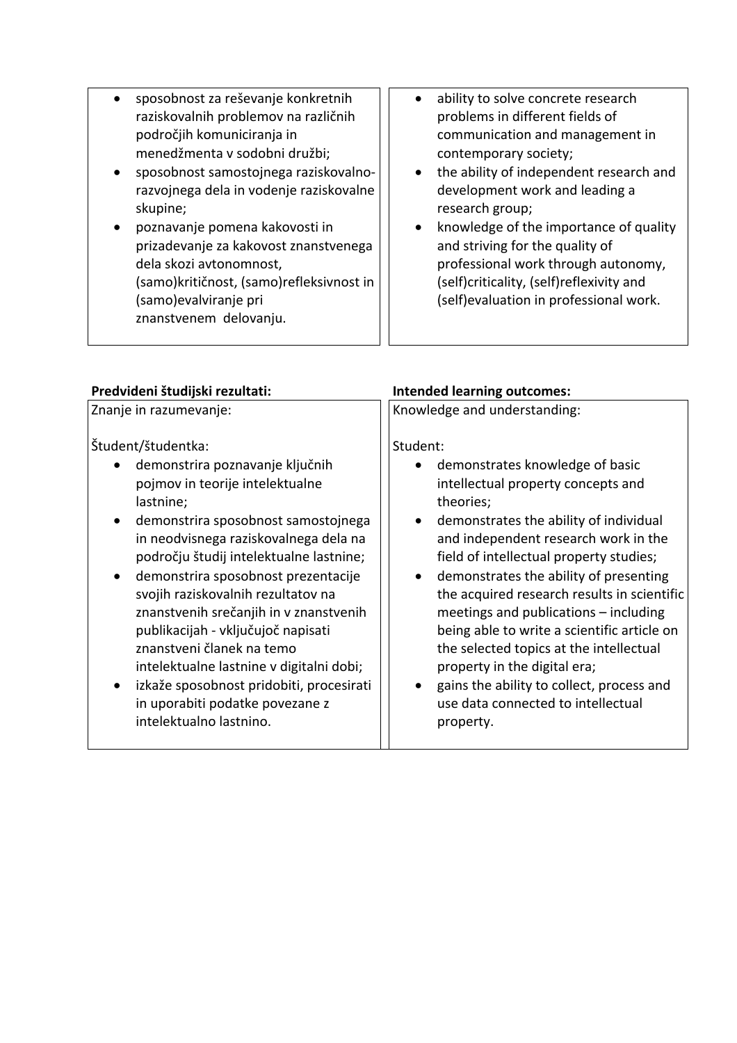| | |
|---|---|
| • sposobnost za reševanje konkretnih raziskovalnih problemov na različnih področjih komuniciranja in menedžmenta v sodobni družbi;<br>• sposobnost samostojnega raziskovalno-razvojnega dela in vodenje raziskovalne skupine;<br>• poznavanje pomena kakovosti in prizadevanje za kakovost znanstvenega dela skozi avtonomnost, (samo)kritičnost, (samo)refleksivnost in (samo)evalviranje pri znanstvenem delovanju. | • ability to solve concrete research problems in different fields of communication and management in contemporary society;<br>• the ability of independent research and development work and leading a research group;<br>• knowledge of the importance of quality and striving for the quality of professional work through autonomy, (self)criticality, (self)reflexivity and (self)evaluation in professional work. |

| **Predvideni študijski rezultati:** | **Intended learning outcomes:** |
|---|---|
| Znanje in razumevanje:<br><br>Študent/študentka:<br>• demonstrira poznavanje ključnih pojmov in teorije intelektualne lastnine;<br>• demonstrira sposobnost samostojnega in neodvisnega raziskovalnega dela na področju študij intelektualne lastnine;<br>• demonstrira sposobnost prezentacije svojih raziskovalnih rezultatov na znanstvenih srečanjih in v znanstvenih publikacijah - vključujoč napisati znanstveni članek na temo intelektualne lastnine v digitalni dobi;<br>• izkaže sposobnost pridobiti, procesirati in uporabiti podatke povezane z intelektualno lastnino. | Knowledge and understanding:<br><br>Student:<br>• demonstrates knowledge of basic intellectual property concepts and theories;<br>• demonstrates the ability of individual and independent research work in the field of intellectual property studies;<br>• demonstrates the ability of presenting the acquired research results in scientific meetings and publications – including being able to write a scientific article on the selected topics at the intellectual property in the digital era;<br>• gains the ability to collect, process and use data connected to intellectual property. |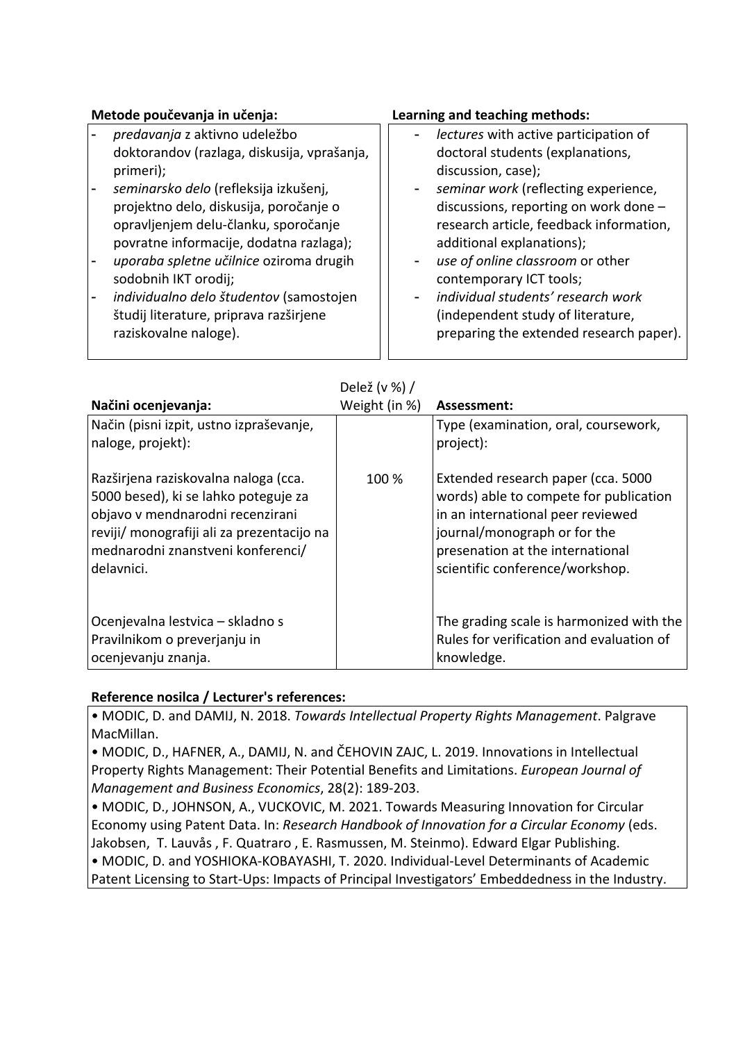| Metode poučevanja in učenja: | Learning and teaching methods: |
|---|---|
| - *predavanja* z aktivno udeležbo doktorandov (razlaga, diskusija, vprašanja, primeri);<br>- *seminarsko delo* (refleksija izkušenj, projektno delo, diskusija, poročanje o opravljenjem delu-članku, sporočanje povratne informacije, dodatna razlaga);<br>- *uporaba spletne učilnice* oziroma drugih sodobnih IKT orodij;<br>- *individualno delo študentov* (samostojen študij literature, priprava razširjene raziskovalne naloge). | - *lectures* with active participation of doctoral students (explanations, discussion, case);<br>- *seminar work* (reflecting experience, discussions, reporting on work done – research article, feedback information, additional explanations);<br>- *use of online classroom* or other contemporary ICT tools;<br>- *individual students' research work* (independent study of literature, preparing the extended research paper). |

| Načini ocenjevanja: | Delež (v %) / Weight (in %) | Assessment: |
|---|---|---|
| Način (pisni izpit, ustno izpraševanje, naloge, projekt): | | Type (examination, oral, coursework, project): |
| Razširjena raziskovalna naloga (cca. 5000 besed), ki se lahko poteguje za objavo v mendnarodni recenzirani reviji/ monografiji ali za prezentacijo na mednarodni znanstveni konferenci/ delavnici. | 100 % | Extended research paper (cca. 5000 words) able to compete for publication in an international peer reviewed journal/monograph or for the presenation at the international scientific conference/workshop. |
| Ocenjevalna lestvica – skladno s Pravilnikom o preverjanju in ocenjevanju znanja. | | The grading scale is harmonized with the Rules for verification and evaluation of knowledge. |

**Reference nosilca / Lecturer's references:**

- MODIC, D. and DAMIJ, N. 2018. *Towards Intellectual Property Rights Management*. Palgrave MacMillan.
- MODIC, D., HAFNER, A., DAMIJ, N. and ČEHOVIN ZAJC, L. 2019. Innovations in Intellectual Property Rights Management: Their Potential Benefits and Limitations. *European Journal of Management and Business Economics*, 28(2): 189-203.
- MODIC, D., JOHNSON, A., VUCKOVIC, M. 2021. Towards Measuring Innovation for Circular Economy using Patent Data. In: *Research Handbook of Innovation for a Circular Economy* (eds. Jakobsen, T. Lauvås , F. Quatraro , E. Rasmussen, M. Steinmo). Edward Elgar Publishing.
- MODIC, D. and YOSHIOKA-KOBAYASHI, T. 2020. Individual-Level Determinants of Academic Patent Licensing to Start-Ups: Impacts of Principal Investigators' Embeddedness in the Industry.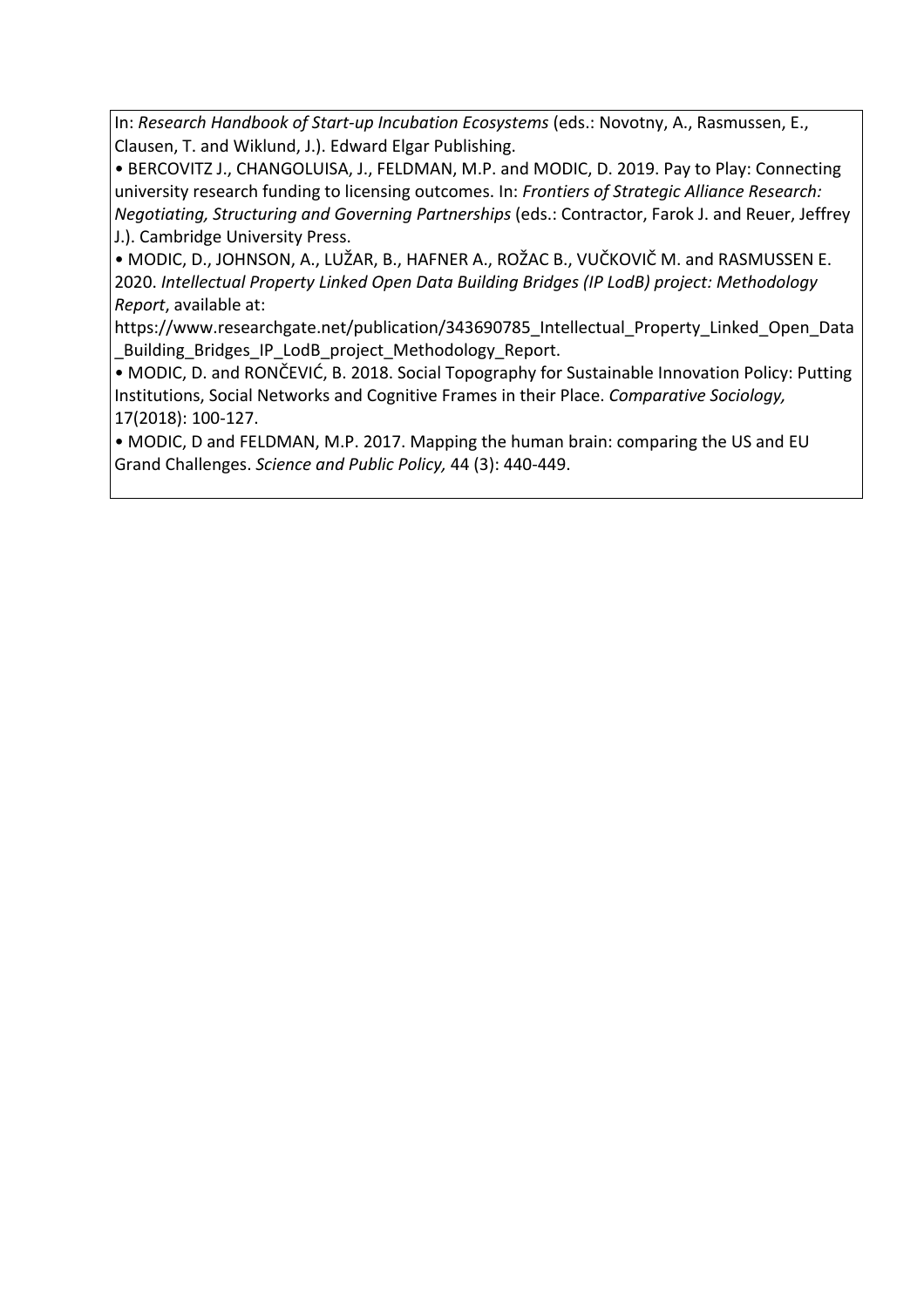In: *Research Handbook of Start-up Incubation Ecosystems* (eds.: Novotny, A., Rasmussen, E., Clausen, T. and Wiklund, J.). Edward Elgar Publishing.

- BERCOVITZ J., CHANGOLUISA, J., FELDMAN, M.P. and MODIC, D. 2019. Pay to Play: Connecting university research funding to licensing outcomes. In: *Frontiers of Strategic Alliance Research: Negotiating, Structuring and Governing Partnerships* (eds.: Contractor, Farok J. and Reuer, Jeffrey J.). Cambridge University Press.
- MODIC, D., JOHNSON, A., LUŽAR, B., HAFNER A., ROŽAC B., VUČKOVIČ M. and RASMUSSEN E. 2020. *Intellectual Property Linked Open Data Building Bridges (IP LodB) project: Methodology Report*, available at: https://www.researchgate.net/publication/343690785_Intellectual_Property_Linked_Open_Data_Building_Bridges_IP_LodB_project_Methodology_Report.
- MODIC, D. and RONČEVIĆ, B. 2018. Social Topography for Sustainable Innovation Policy: Putting Institutions, Social Networks and Cognitive Frames in their Place. *Comparative Sociology,* 17(2018): 100-127.
- MODIC, D and FELDMAN, M.P. 2017. Mapping the human brain: comparing the US and EU Grand Challenges. *Science and Public Policy,* 44 (3): 440-449.